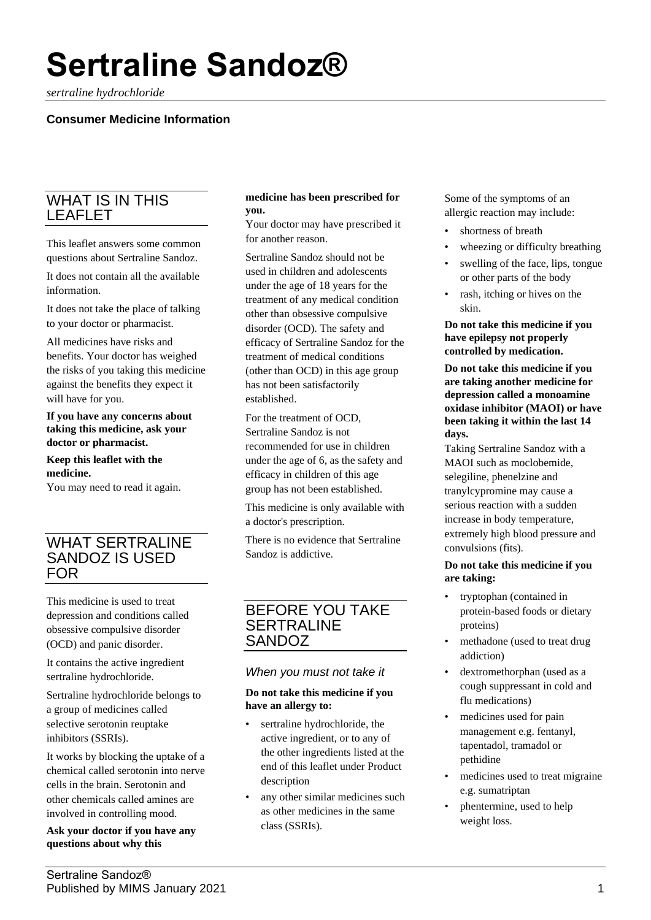# Sertraline Sandoz®

*sertraline hydrochloride*

**Consumer Medicine Information**

## WHAT IS IN THIS LEAFLET

This leaflet answers some common questions about Sertraline Sandoz.

It does not contain all the available information.

It does not take the place of talking to your doctor or pharmacist.

All medicines have risks and benefits. Your doctor has weighed the risks of you taking this medicine against the benefits they expect it will have for you.

**If you have any concerns about taking this medicine, ask your doctor or pharmacist.**

**Keep this leaflet with the medicine.**
You may need to read it again.

## WHAT SERTRALINE SANDOZ IS USED FOR

This medicine is used to treat depression and conditions called obsessive compulsive disorder (OCD) and panic disorder.

It contains the active ingredient sertraline hydrochloride.

Sertraline hydrochloride belongs to a group of medicines called selective serotonin reuptake inhibitors (SSRIs).

It works by blocking the uptake of a chemical called serotonin into nerve cells in the brain. Serotonin and other chemicals called amines are involved in controlling mood.

**Ask your doctor if you have any questions about why this medicine has been prescribed for you.**
Your doctor may have prescribed it for another reason.

Sertraline Sandoz should not be used in children and adolescents under the age of 18 years for the treatment of any medical condition other than obsessive compulsive disorder (OCD). The safety and efficacy of Sertraline Sandoz for the treatment of medical conditions (other than OCD) in this age group has not been satisfactorily established.

For the treatment of OCD, Sertraline Sandoz is not recommended for use in children under the age of 6, as the safety and efficacy in children of this age group has not been established.

This medicine is only available with a doctor's prescription.

There is no evidence that Sertraline Sandoz is addictive.

## BEFORE YOU TAKE SERTRALINE SANDOZ

### *When you must not take it*

**Do not take this medicine if you have an allergy to:**

- sertraline hydrochloride, the active ingredient, or to any of the other ingredients listed at the end of this leaflet under Product description
- any other similar medicines such as other medicines in the same class (SSRIs).

Some of the symptoms of an allergic reaction may include:

- shortness of breath
- wheezing or difficulty breathing
- swelling of the face, lips, tongue or other parts of the body
- rash, itching or hives on the skin.

**Do not take this medicine if you have epilepsy not properly controlled by medication.**

**Do not take this medicine if you are taking another medicine for depression called a monoamine oxidase inhibitor (MAOI) or have been taking it within the last 14 days.**
Taking Sertraline Sandoz with a MAOI such as moclobemide, selegiline, phenelzine and tranylcypromine may cause a serious reaction with a sudden increase in body temperature, extremely high blood pressure and convulsions (fits).

**Do not take this medicine if you are taking:**

- tryptophan (contained in protein-based foods or dietary proteins)
- methadone (used to treat drug addiction)
- dextromethorphan (used as a cough suppressant in cold and flu medications)
- medicines used for pain management e.g. fentanyl, tapentadol, tramadol or pethidine
- medicines used to treat migraine e.g. sumatriptan
- phentermine, used to help weight loss.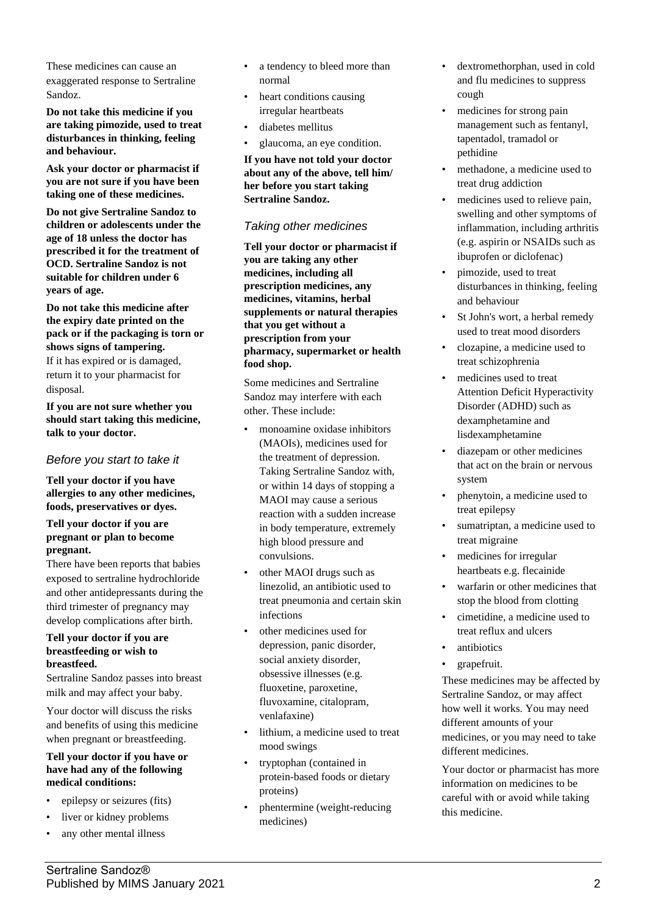These medicines can cause an exaggerated response to Sertraline Sandoz.

**Do not take this medicine if you are taking pimozide, used to treat disturbances in thinking, feeling and behaviour.**

**Ask your doctor or pharmacist if you are not sure if you have been taking one of these medicines.**

**Do not give Sertraline Sandoz to children or adolescents under the age of 18 unless the doctor has prescribed it for the treatment of OCD. Sertraline Sandoz is not suitable for children under 6 years of age.**

**Do not take this medicine after the expiry date printed on the pack or if the packaging is torn or shows signs of tampering.**
If it has expired or is damaged, return it to your pharmacist for disposal.

**If you are not sure whether you should start taking this medicine, talk to your doctor.**

### *Before you start to take it*

**Tell your doctor if you have allergies to any other medicines, foods, preservatives or dyes.**

**Tell your doctor if you are pregnant or plan to become pregnant.**
There have been reports that babies exposed to sertraline hydrochloride and other antidepressants during the third trimester of pregnancy may develop complications after birth.

**Tell your doctor if you are breastfeeding or wish to breastfeed.**
Sertraline Sandoz passes into breast milk and may affect your baby.

Your doctor will discuss the risks and benefits of using this medicine when pregnant or breastfeeding.

**Tell your doctor if you have or have had any of the following medical conditions:**

- epilepsy or seizures (fits)
- liver or kidney problems
- any other mental illness
- a tendency to bleed more than normal
- heart conditions causing irregular heartbeats
- diabetes mellitus
- glaucoma, an eye condition.

**If you have not told your doctor about any of the above, tell him/ her before you start taking Sertraline Sandoz.**

### *Taking other medicines*

**Tell your doctor or pharmacist if you are taking any other medicines, including all prescription medicines, any medicines, vitamins, herbal supplements or natural therapies that you get without a prescription from your pharmacy, supermarket or health food shop.**

Some medicines and Sertraline Sandoz may interfere with each other. These include:

- monoamine oxidase inhibitors (MAOIs), medicines used for the treatment of depression. Taking Sertraline Sandoz with, or within 14 days of stopping a MAOI may cause a serious reaction with a sudden increase in body temperature, extremely high blood pressure and convulsions.
- other MAOI drugs such as linezolid, an antibiotic used to treat pneumonia and certain skin infections
- other medicines used for depression, panic disorder, social anxiety disorder, obsessive illnesses (e.g. fluoxetine, paroxetine, fluvoxamine, citalopram, venlafaxine)
- lithium, a medicine used to treat mood swings
- tryptophan (contained in protein-based foods or dietary proteins)
- phentermine (weight-reducing medicines)
- dextromethorphan, used in cold and flu medicines to suppress cough
- medicines for strong pain management such as fentanyl, tapentadol, tramadol or pethidine
- methadone, a medicine used to treat drug addiction
- medicines used to relieve pain, swelling and other symptoms of inflammation, including arthritis (e.g. aspirin or NSAIDs such as ibuprofen or diclofenac)
- pimozide, used to treat disturbances in thinking, feeling and behaviour
- St John's wort, a herbal remedy used to treat mood disorders
- clozapine, a medicine used to treat schizophrenia
- medicines used to treat Attention Deficit Hyperactivity Disorder (ADHD) such as dexamphetamine and lisdexamphetamine
- diazepam or other medicines that act on the brain or nervous system
- phenytoin, a medicine used to treat epilepsy
- sumatriptan, a medicine used to treat migraine
- medicines for irregular heartbeats e.g. flecainide
- warfarin or other medicines that stop the blood from clotting
- cimetidine, a medicine used to treat reflux and ulcers
- antibiotics
- grapefruit.

These medicines may be affected by Sertraline Sandoz, or may affect how well it works. You may need different amounts of your medicines, or you may need to take different medicines.

Your doctor or pharmacist has more information on medicines to be careful with or avoid while taking this medicine.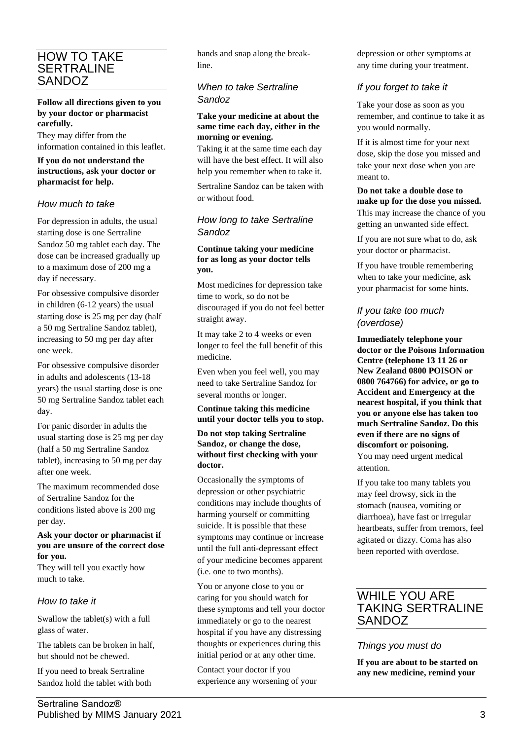## HOW TO TAKE SERTRALINE SANDOZ

**Follow all directions given to you by your doctor or pharmacist carefully.**

They may differ from the information contained in this leaflet.

**If you do not understand the instructions, ask your doctor or pharmacist for help.**

### *How much to take*

For depression in adults, the usual starting dose is one Sertraline Sandoz 50 mg tablet each day. The dose can be increased gradually up to a maximum dose of 200 mg a day if necessary.

For obsessive compulsive disorder in children (6-12 years) the usual starting dose is 25 mg per day (half a 50 mg Sertraline Sandoz tablet), increasing to 50 mg per day after one week.

For obsessive compulsive disorder in adults and adolescents (13-18 years) the usual starting dose is one 50 mg Sertraline Sandoz tablet each day.

For panic disorder in adults the usual starting dose is 25 mg per day (half a 50 mg Sertraline Sandoz tablet), increasing to 50 mg per day after one week.

The maximum recommended dose of Sertraline Sandoz for the conditions listed above is 200 mg per day.

**Ask your doctor or pharmacist if you are unsure of the correct dose for you.**

They will tell you exactly how much to take.

### *How to take it*

Swallow the tablet(s) with a full glass of water.

The tablets can be broken in half, but should not be chewed.

If you need to break Sertraline Sandoz hold the tablet with both hands and snap along the break-line.

### *When to take Sertraline Sandoz*

**Take your medicine at about the same time each day, either in the morning or evening.**

Taking it at the same time each day will have the best effect. It will also help you remember when to take it.

Sertraline Sandoz can be taken with or without food.

### *How long to take Sertraline Sandoz*

**Continue taking your medicine for as long as your doctor tells you.**

Most medicines for depression take time to work, so do not be discouraged if you do not feel better straight away.

It may take 2 to 4 weeks or even longer to feel the full benefit of this medicine.

Even when you feel well, you may need to take Sertraline Sandoz for several months or longer.

**Continue taking this medicine until your doctor tells you to stop.**

**Do not stop taking Sertraline Sandoz, or change the dose, without first checking with your doctor.**

Occasionally the symptoms of depression or other psychiatric conditions may include thoughts of harming yourself or committing suicide. It is possible that these symptoms may continue or increase until the full anti-depressant effect of your medicine becomes apparent (i.e. one to two months).

You or anyone close to you or caring for you should watch for these symptoms and tell your doctor immediately or go to the nearest hospital if you have any distressing thoughts or experiences during this initial period or at any other time.

Contact your doctor if you experience any worsening of your depression or other symptoms at any time during your treatment.

### *If you forget to take it*

Take your dose as soon as you remember, and continue to take it as you would normally.

If it is almost time for your next dose, skip the dose you missed and take your next dose when you are meant to.

**Do not take a double dose to make up for the dose you missed.**

This may increase the chance of you getting an unwanted side effect.

If you are not sure what to do, ask your doctor or pharmacist.

If you have trouble remembering when to take your medicine, ask your pharmacist for some hints.

### *If you take too much (overdose)*

**Immediately telephone your doctor or the Poisons Information Centre (telephone 13 11 26 or New Zealand 0800 POISON or 0800 764766) for advice, or go to Accident and Emergency at the nearest hospital, if you think that you or anyone else has taken too much Sertraline Sandoz. Do this even if there are no signs of discomfort or poisoning.**

You may need urgent medical attention.

If you take too many tablets you may feel drowsy, sick in the stomach (nausea, vomiting or diarrhoea), have fast or irregular heartbeats, suffer from tremors, feel agitated or dizzy. Coma has also been reported with overdose.

## WHILE YOU ARE TAKING SERTRALINE SANDOZ

### *Things you must do*

**If you are about to be started on any new medicine, remind your**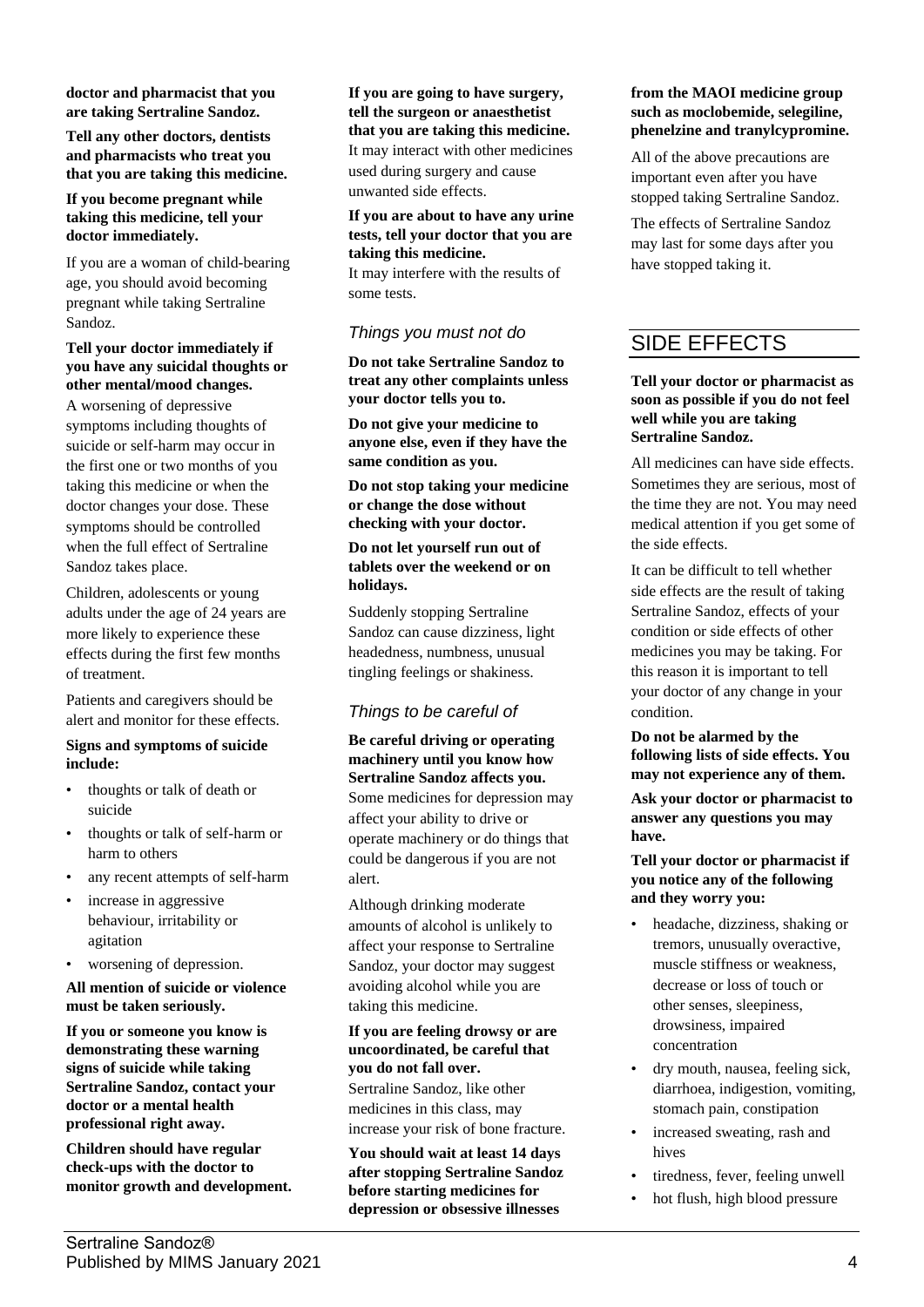**doctor and pharmacist that you are taking Sertraline Sandoz.**

**Tell any other doctors, dentists and pharmacists who treat you that you are taking this medicine.**

**If you become pregnant while taking this medicine, tell your doctor immediately.**

If you are a woman of child-bearing age, you should avoid becoming pregnant while taking Sertraline Sandoz.

**Tell your doctor immediately if you have any suicidal thoughts or other mental/mood changes.**
A worsening of depressive symptoms including thoughts of suicide or self-harm may occur in the first one or two months of you taking this medicine or when the doctor changes your dose. These symptoms should be controlled when the full effect of Sertraline Sandoz takes place.

Children, adolescents or young adults under the age of 24 years are more likely to experience these effects during the first few months of treatment.

Patients and caregivers should be alert and monitor for these effects.

**Signs and symptoms of suicide include:**

- thoughts or talk of death or suicide
- thoughts or talk of self-harm or harm to others
- any recent attempts of self-harm
- increase in aggressive behaviour, irritability or agitation
- worsening of depression.

**All mention of suicide or violence must be taken seriously.**

**If you or someone you know is demonstrating these warning signs of suicide while taking Sertraline Sandoz, contact your doctor or a mental health professional right away.**

**Children should have regular check-ups with the doctor to monitor growth and development.**

**If you are going to have surgery, tell the surgeon or anaesthetist that you are taking this medicine.**
It may interact with other medicines used during surgery and cause unwanted side effects.

**If you are about to have any urine tests, tell your doctor that you are taking this medicine.**
It may interfere with the results of some tests.

### *Things you must not do*

**Do not take Sertraline Sandoz to treat any other complaints unless your doctor tells you to.**

**Do not give your medicine to anyone else, even if they have the same condition as you.**

**Do not stop taking your medicine or change the dose without checking with your doctor.**

**Do not let yourself run out of tablets over the weekend or on holidays.**

Suddenly stopping Sertraline Sandoz can cause dizziness, light headedness, numbness, unusual tingling feelings or shakiness.

### *Things to be careful of*

**Be careful driving or operating machinery until you know how Sertraline Sandoz affects you.**
Some medicines for depression may affect your ability to drive or operate machinery or do things that could be dangerous if you are not alert.

Although drinking moderate amounts of alcohol is unlikely to affect your response to Sertraline Sandoz, your doctor may suggest avoiding alcohol while you are taking this medicine.

**If you are feeling drowsy or are uncoordinated, be careful that you do not fall over.**
Sertraline Sandoz, like other medicines in this class, may increase your risk of bone fracture.

**You should wait at least 14 days after stopping Sertraline Sandoz before starting medicines for depression or obsessive illnesses from the MAOI medicine group such as moclobemide, selegiline, phenelzine and tranylcypromine.**

All of the above precautions are important even after you have stopped taking Sertraline Sandoz.

The effects of Sertraline Sandoz may last for some days after you have stopped taking it.

## SIDE EFFECTS

**Tell your doctor or pharmacist as soon as possible if you do not feel well while you are taking Sertraline Sandoz.**

All medicines can have side effects. Sometimes they are serious, most of the time they are not. You may need medical attention if you get some of the side effects.

It can be difficult to tell whether side effects are the result of taking Sertraline Sandoz, effects of your condition or side effects of other medicines you may be taking. For this reason it is important to tell your doctor of any change in your condition.

**Do not be alarmed by the following lists of side effects. You may not experience any of them.**

**Ask your doctor or pharmacist to answer any questions you may have.**

**Tell your doctor or pharmacist if you notice any of the following and they worry you:**

- headache, dizziness, shaking or tremors, unusually overactive, muscle stiffness or weakness, decrease or loss of touch or other senses, sleepiness, drowsiness, impaired concentration
- dry mouth, nausea, feeling sick, diarrhoea, indigestion, vomiting, stomach pain, constipation
- increased sweating, rash and hives
- tiredness, fever, feeling unwell
- hot flush, high blood pressure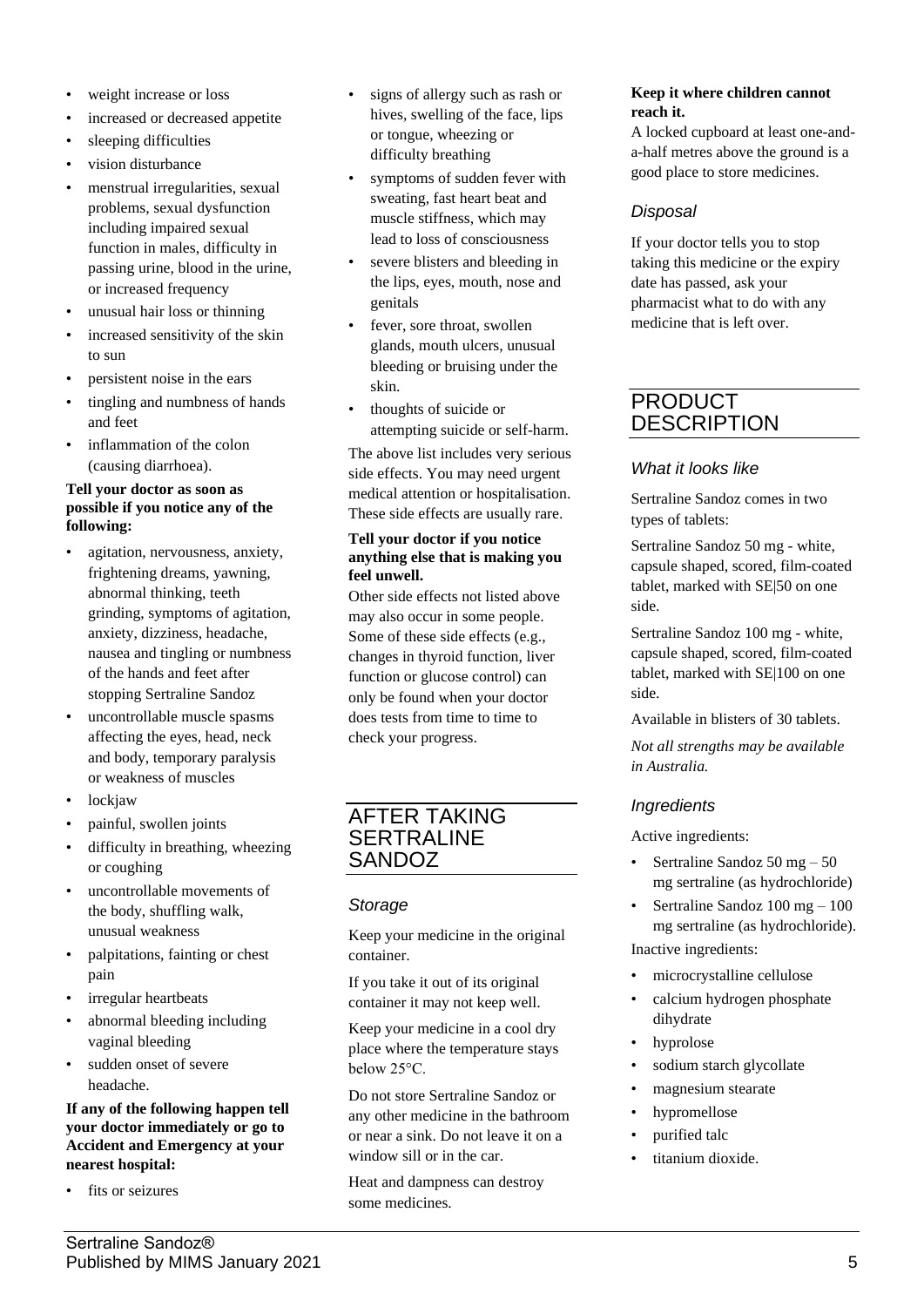- weight increase or loss
- increased or decreased appetite
- sleeping difficulties
- vision disturbance
- menstrual irregularities, sexual problems, sexual dysfunction including impaired sexual function in males, difficulty in passing urine, blood in the urine, or increased frequency
- unusual hair loss or thinning
- increased sensitivity of the skin to sun
- persistent noise in the ears
- tingling and numbness of hands and feet
- inflammation of the colon (causing diarrhoea).

**Tell your doctor as soon as possible if you notice any of the following:**

- agitation, nervousness, anxiety, frightening dreams, yawning, abnormal thinking, teeth grinding, symptoms of agitation, anxiety, dizziness, headache, nausea and tingling or numbness of the hands and feet after stopping Sertraline Sandoz
- uncontrollable muscle spasms affecting the eyes, head, neck and body, temporary paralysis or weakness of muscles
- lockjaw
- painful, swollen joints
- difficulty in breathing, wheezing or coughing
- uncontrollable movements of the body, shuffling walk, unusual weakness
- palpitations, fainting or chest pain
- irregular heartbeats
- abnormal bleeding including vaginal bleeding
- sudden onset of severe headache.

**If any of the following happen tell your doctor immediately or go to Accident and Emergency at your nearest hospital:**

- fits or seizures
- signs of allergy such as rash or hives, swelling of the face, lips or tongue, wheezing or difficulty breathing
- symptoms of sudden fever with sweating, fast heart beat and muscle stiffness, which may lead to loss of consciousness
- severe blisters and bleeding in the lips, eyes, mouth, nose and genitals
- fever, sore throat, swollen glands, mouth ulcers, unusual bleeding or bruising under the skin.
- thoughts of suicide or attempting suicide or self-harm.

The above list includes very serious side effects. You may need urgent medical attention or hospitalisation. These side effects are usually rare.

**Tell your doctor if you notice anything else that is making you feel unwell.**

Other side effects not listed above may also occur in some people. Some of these side effects (e.g., changes in thyroid function, liver function or glucose control) can only be found when your doctor does tests from time to time to check your progress.

## AFTER TAKING SERTRALINE SANDOZ

### *Storage*

Keep your medicine in the original container.

If you take it out of its original container it may not keep well.

Keep your medicine in a cool dry place where the temperature stays below 25°C.

Do not store Sertraline Sandoz or any other medicine in the bathroom or near a sink. Do not leave it on a window sill or in the car.

Heat and dampness can destroy some medicines.

**Keep it where children cannot reach it.**

A locked cupboard at least one-and-a-half metres above the ground is a good place to store medicines.

### *Disposal*

If your doctor tells you to stop taking this medicine or the expiry date has passed, ask your pharmacist what to do with any medicine that is left over.

## PRODUCT DESCRIPTION

### *What it looks like*

Sertraline Sandoz comes in two types of tablets:

Sertraline Sandoz 50 mg - white, capsule shaped, scored, film-coated tablet, marked with SE|50 on one side.

Sertraline Sandoz 100 mg - white, capsule shaped, scored, film-coated tablet, marked with SE|100 on one side.

Available in blisters of 30 tablets.

*Not all strengths may be available in Australia.*

### *Ingredients*

Active ingredients:

- Sertraline Sandoz 50 mg – 50 mg sertraline (as hydrochloride)
- Sertraline Sandoz 100 mg – 100 mg sertraline (as hydrochloride).

Inactive ingredients:

- microcrystalline cellulose
- calcium hydrogen phosphate dihydrate
- hyprolose
- sodium starch glycollate
- magnesium stearate
- hypromellose
- purified talc
- titanium dioxide.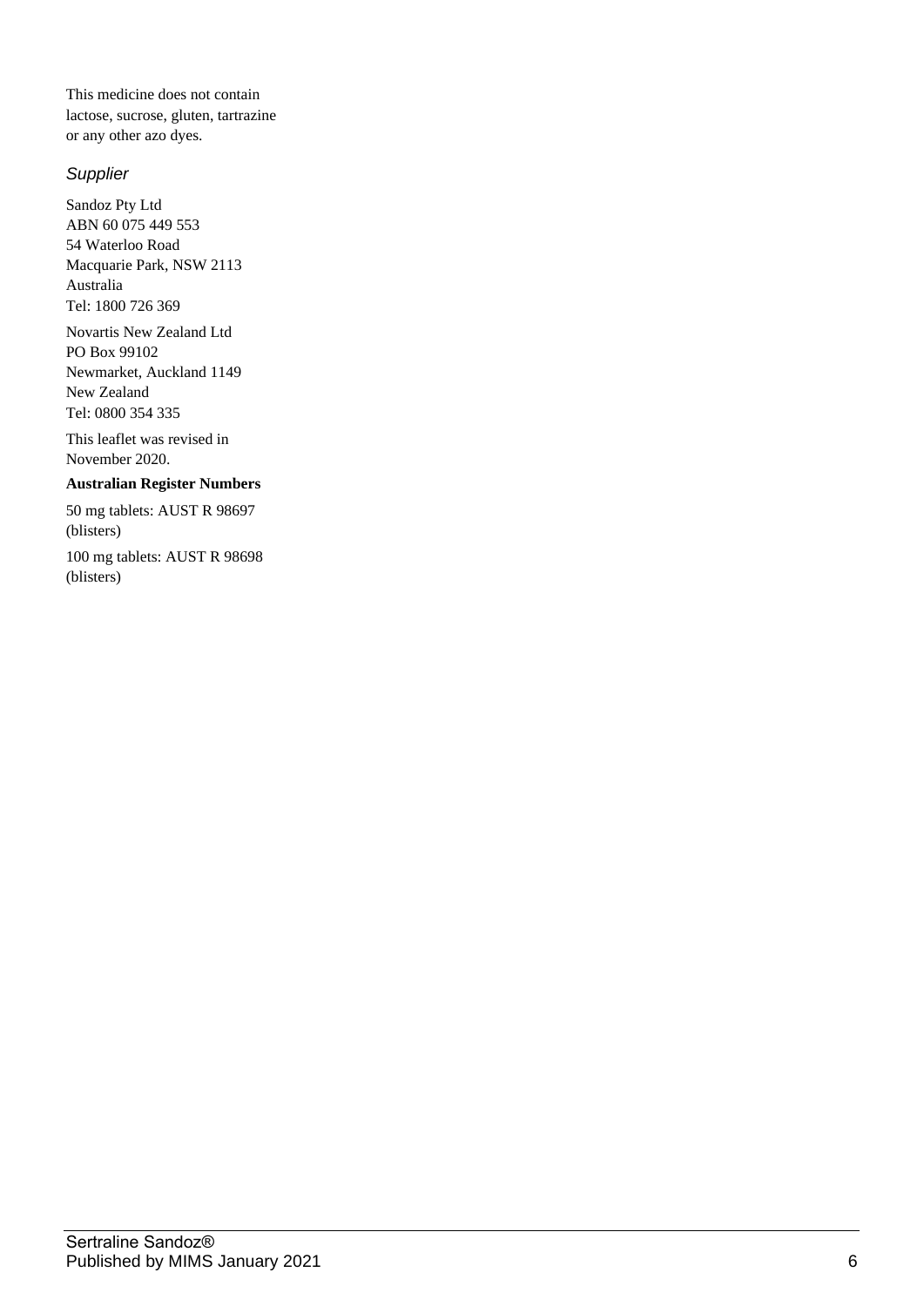This medicine does not contain lactose, sucrose, gluten, tartrazine or any other azo dyes.

### *Supplier*

Sandoz Pty Ltd
ABN 60 075 449 553
54 Waterloo Road
Macquarie Park, NSW 2113
Australia
Tel: 1800 726 369

Novartis New Zealand Ltd
PO Box 99102
Newmarket, Auckland 1149
New Zealand
Tel: 0800 354 335

This leaflet was revised in November 2020.

**Australian Register Numbers**

50 mg tablets: AUST R 98697 (blisters)

100 mg tablets: AUST R 98698 (blisters)